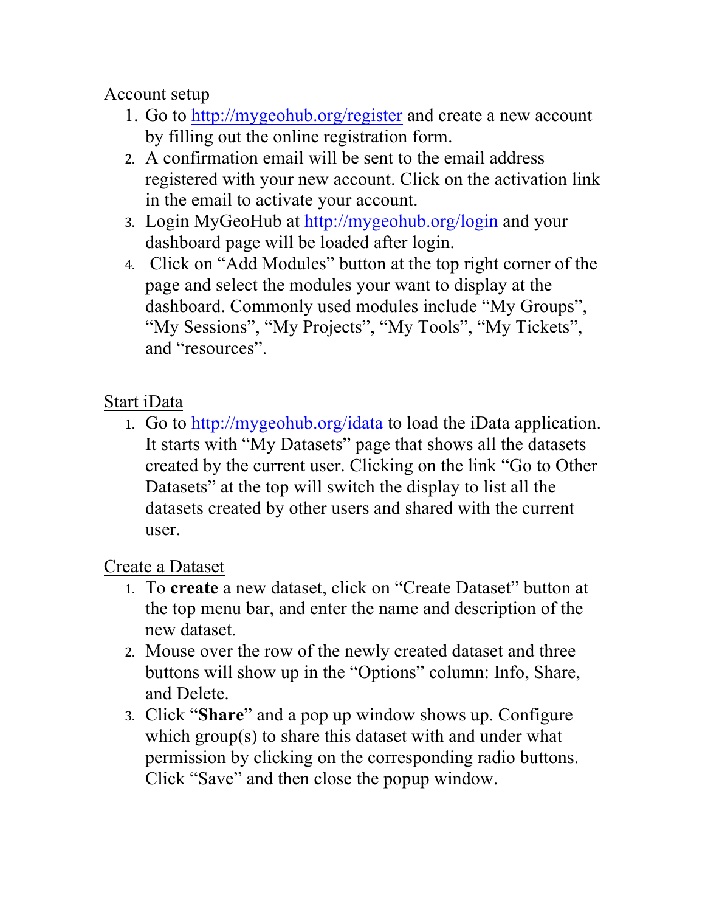<u>Account setup</u>

1. Go to [http://mygeohub.org/register](http://mygeohub.org/register) and create a new account by filling out the online registration form.
2. A confirmation email will be sent to the email address registered with your new account. Click on the activation link in the email to activate your account.
3. Login MyGeoHub at [http://mygeohub.org/login](http://mygeohub.org/login) and your dashboard page will be loaded after login.
4. Click on "Add Modules" button at the top right corner of the page and select the modules your want to display at the dashboard. Commonly used modules include "My Groups", "My Sessions", "My Projects", "My Tools", "My Tickets", and "resources".

<u>Start iData</u>

1. Go to [http://mygeohub.org/idata](http://mygeohub.org/idata) to load the iData application. It starts with "My Datasets" page that shows all the datasets created by the current user. Clicking on the link "Go to Other Datasets" at the top will switch the display to list all the datasets created by other users and shared with the current user.

<u>Create a Dataset</u>

1. To **create** a new dataset, click on "Create Dataset" button at the top menu bar, and enter the name and description of the new dataset.
2. Mouse over the row of the newly created dataset and three buttons will show up in the "Options" column: Info, Share, and Delete.
3. Click "**Share**" and a pop up window shows up. Configure which group(s) to share this dataset with and under what permission by clicking on the corresponding radio buttons. Click "Save" and then close the popup window.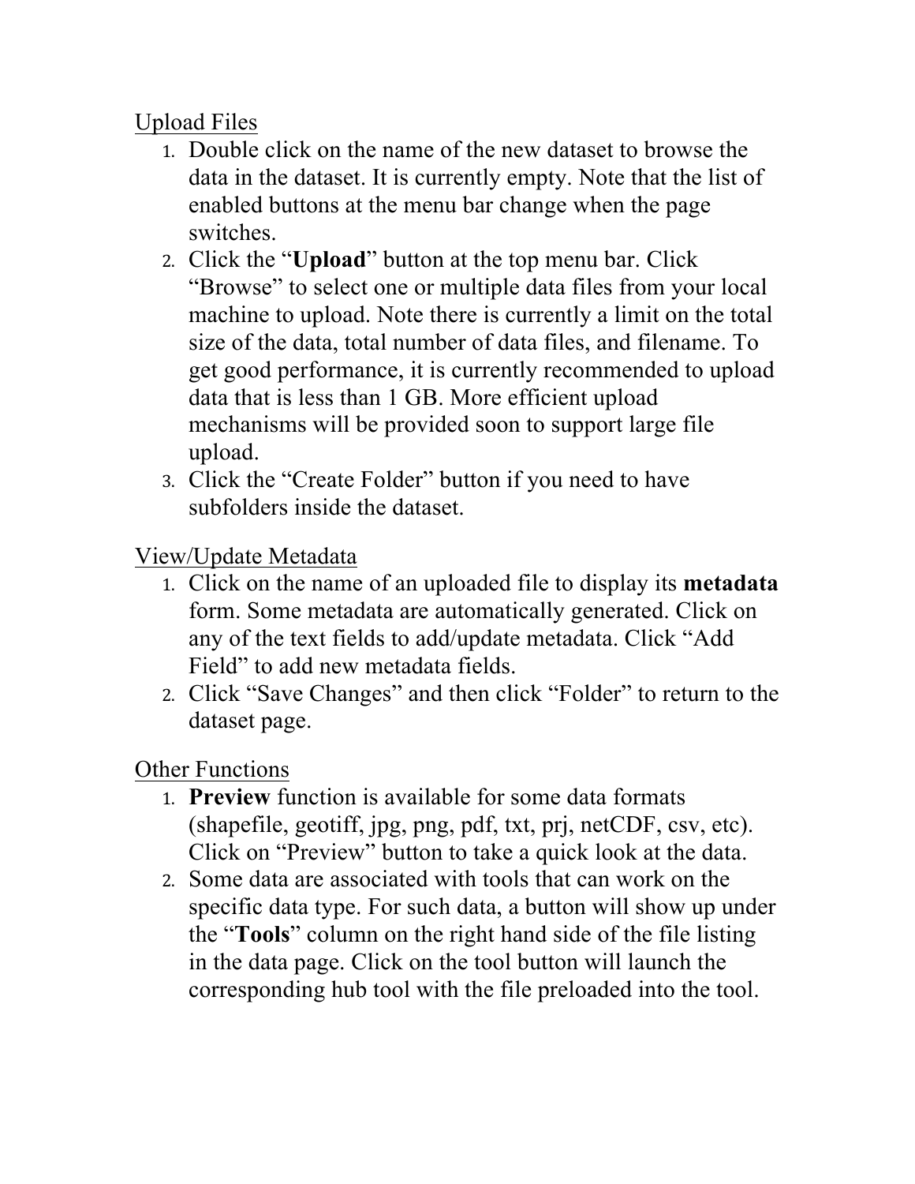Upload Files

1. Double click on the name of the new dataset to browse the data in the dataset. It is currently empty. Note that the list of enabled buttons at the menu bar change when the page switches.
2. Click the "**Upload**" button at the top menu bar. Click "Browse" to select one or multiple data files from your local machine to upload. Note there is currently a limit on the total size of the data, total number of data files, and filename. To get good performance, it is currently recommended to upload data that is less than 1 GB. More efficient upload mechanisms will be provided soon to support large file upload.
3. Click the "Create Folder" button if you need to have subfolders inside the dataset.

View/Update Metadata

1. Click on the name of an uploaded file to display its **metadata** form. Some metadata are automatically generated. Click on any of the text fields to add/update metadata. Click "Add Field" to add new metadata fields.
2. Click "Save Changes" and then click "Folder" to return to the dataset page.

Other Functions

1. **Preview** function is available for some data formats (shapefile, geotiff, jpg, png, pdf, txt, prj, netCDF, csv, etc). Click on "Preview" button to take a quick look at the data.
2. Some data are associated with tools that can work on the specific data type. For such data, a button will show up under the "**Tools**" column on the right hand side of the file listing in the data page. Click on the tool button will launch the corresponding hub tool with the file preloaded into the tool.